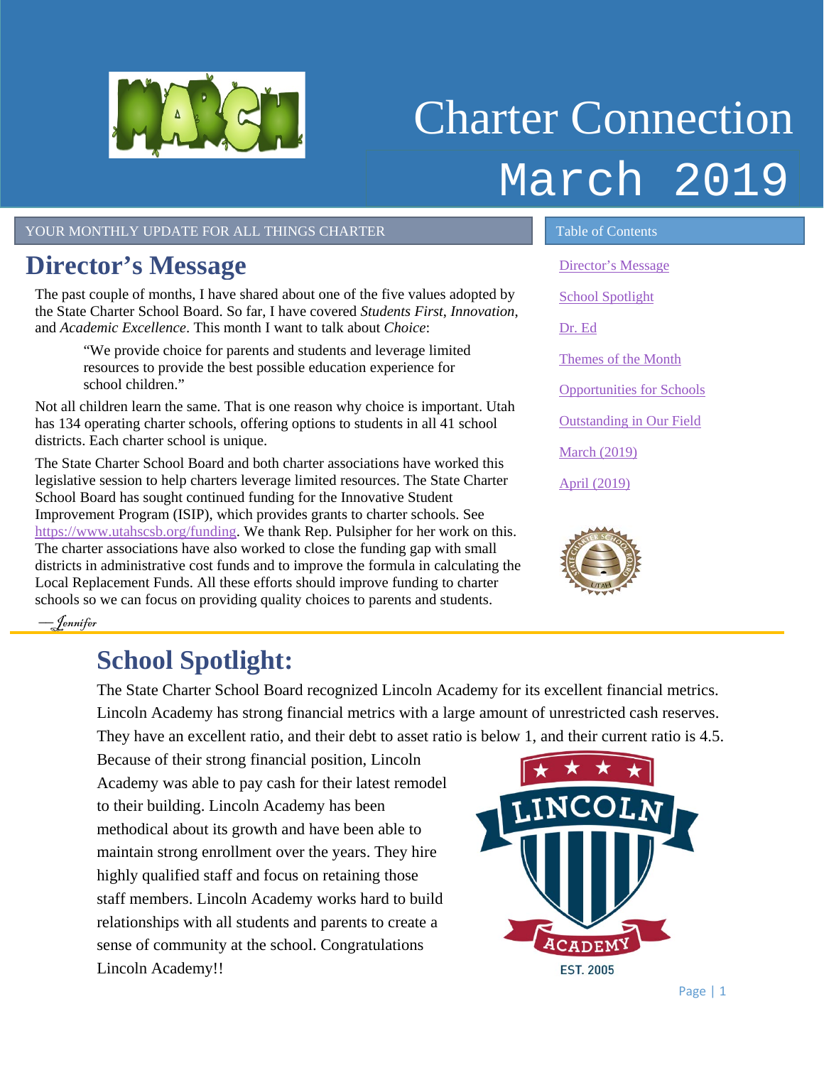# Charter Connection March 2019

YOUR MONTHLY UPDATE FOR ALL THINGS CHARTER

## Director's Message

The past couple of months, I have shared about one of the five values adopted by the State Charter School Board. So far, I have covered *Students First*, *Innovation*, and *Academic Excellence*. This month I want to talk about *Choice*:

> "We provide choice for parents and students and leverage limited resources to provide the best possible education experience for school children."

Not all children learn the same. That is one reason why choice is important. Utah has 134 operating charter schools, offering options to students in all 41 school districts. Each charter school is unique.

The State Charter School Board and both charter associations have worked this legislative session to help charters leverage limited resources. The State Charter School Board has sought continued funding for the Innovative Student Improvement Program (ISIP), which provides grants to charter schools. See https://www.utahscsb.org/funding. We thank Rep. Pulsipher for her work on this. The charter associations have also worked to close the funding gap with small districts in administrative cost funds and to improve the formula in calculating the Local Replacement Funds. All these efforts should improve funding to charter schools so we can focus on providing quality choices to parents and students.

—*Jennifer*

**Table of Contents**

- Director's Message
- School Spotlight
- Dr. Ed
- Themes of the Month
- Opportunities for Schools
- Outstanding in Our Field
- March (2019)
- April (2019)

## School Spotlight:

The State Charter School Board recognized Lincoln Academy for its excellent financial metrics. Lincoln Academy has strong financial metrics with a large amount of unrestricted cash reserves. They have an excellent ratio, and their debt to asset ratio is below 1, and their current ratio is 4.5. Because of their strong financial position, Lincoln Academy was able to pay cash for their latest remodel to their building. Lincoln Academy has been methodical about its growth and have been able to maintain strong enrollment over the years. They hire highly qualified staff and focus on retaining those staff members. Lincoln Academy works hard to build relationships with all students and parents to create a sense of community at the school. Congratulations Lincoln Academy!!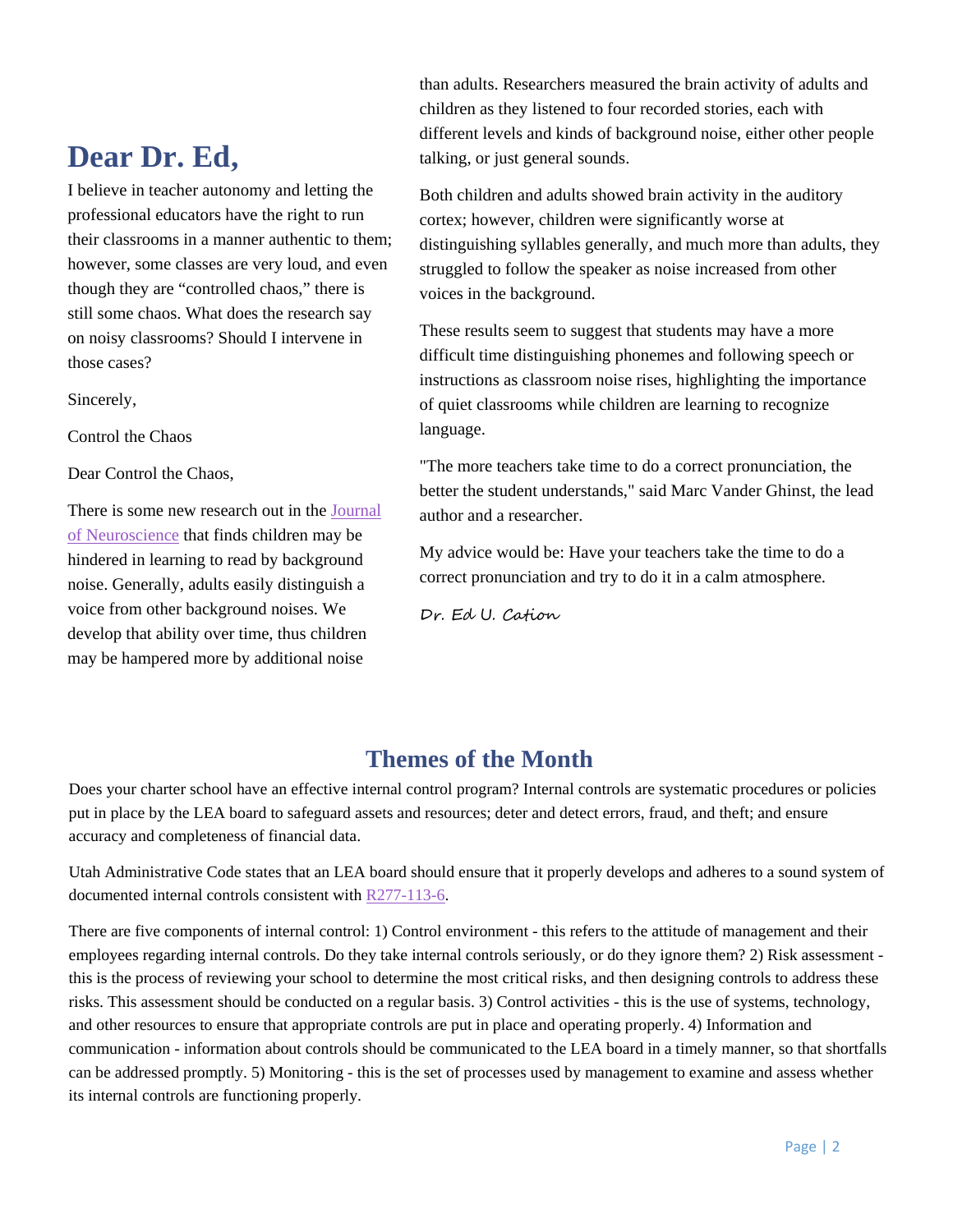# Dear Dr. Ed,

I believe in teacher autonomy and letting the professional educators have the right to run their classrooms in a manner authentic to them; however, some classes are very loud, and even though they are "controlled chaos," there is still some chaos. What does the research say on noisy classrooms? Should I intervene in those cases?

Sincerely,

Control the Chaos

Dear Control the Chaos,

There is some new research out in the Journal of Neuroscience that finds children may be hindered in learning to read by background noise. Generally, adults easily distinguish a voice from other background noises. We develop that ability over time, thus children may be hampered more by additional noise than adults. Researchers measured the brain activity of adults and children as they listened to four recorded stories, each with different levels and kinds of background noise, either other people talking, or just general sounds.

Both children and adults showed brain activity in the auditory cortex; however, children were significantly worse at distinguishing syllables generally, and much more than adults, they struggled to follow the speaker as noise increased from other voices in the background.

These results seem to suggest that students may have a more difficult time distinguishing phonemes and following speech or instructions as classroom noise rises, highlighting the importance of quiet classrooms while children are learning to recognize language.

"The more teachers take time to do a correct pronunciation, the better the student understands," said Marc Vander Ghinst, the lead author and a researcher.

My advice would be: Have your teachers take the time to do a correct pronunciation and try to do it in a calm atmosphere.

*Dr. Ed U. Cation*

## Themes of the Month

Does your charter school have an effective internal control program? Internal controls are systematic procedures or policies put in place by the LEA board to safeguard assets and resources; deter and detect errors, fraud, and theft; and ensure accuracy and completeness of financial data.

Utah Administrative Code states that an LEA board should ensure that it properly develops and adheres to a sound system of documented internal controls consistent with R277-113-6.

There are five components of internal control: 1) Control environment - this refers to the attitude of management and their employees regarding internal controls. Do they take internal controls seriously, or do they ignore them? 2) Risk assessment - this is the process of reviewing your school to determine the most critical risks, and then designing controls to address these risks. This assessment should be conducted on a regular basis. 3) Control activities - this is the use of systems, technology, and other resources to ensure that appropriate controls are put in place and operating properly. 4) Information and communication - information about controls should be communicated to the LEA board in a timely manner, so that shortfalls can be addressed promptly. 5) Monitoring - this is the set of processes used by management to examine and assess whether its internal controls are functioning properly.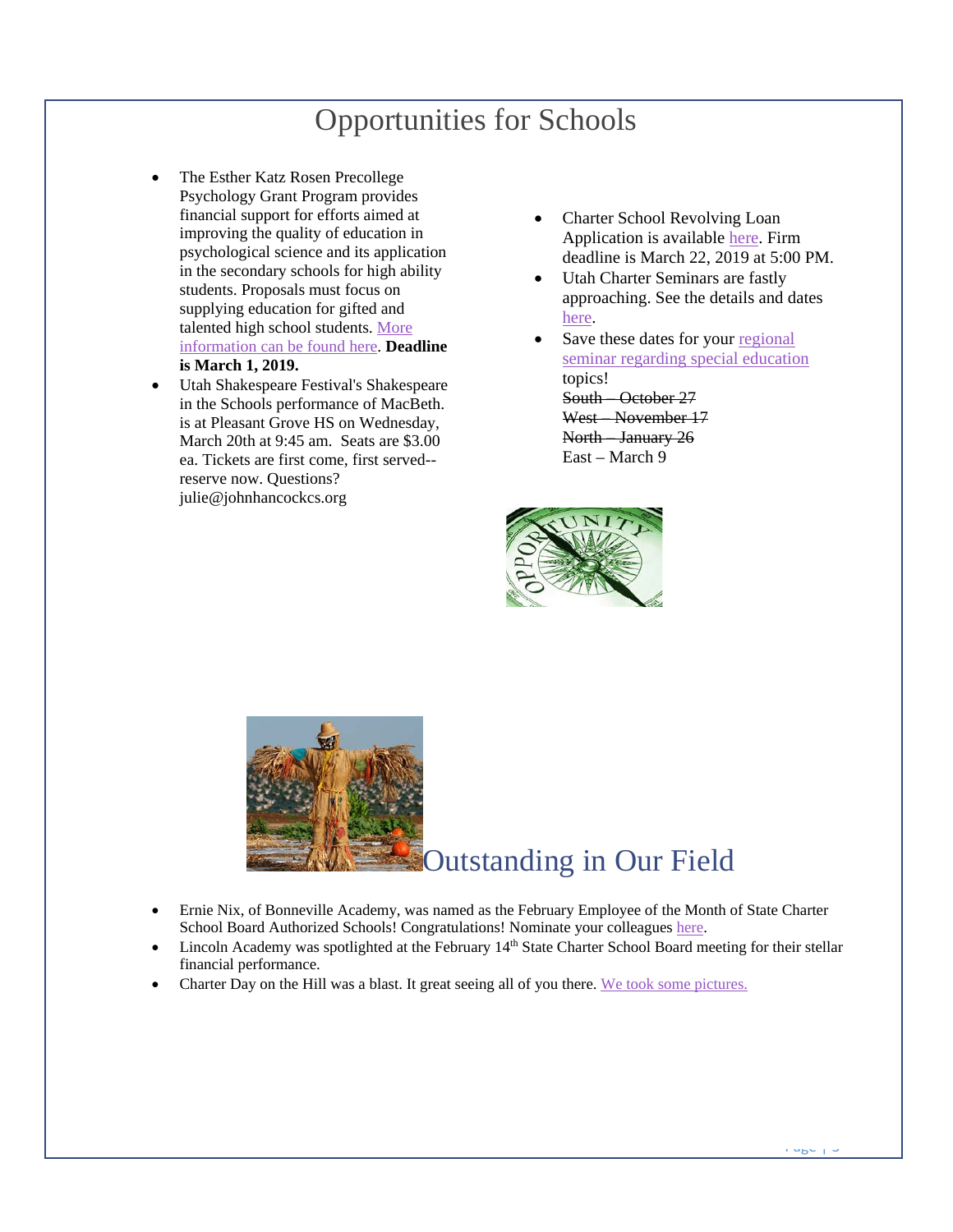# Opportunities for Schools

- The Esther Katz Rosen Precollege Psychology Grant Program provides financial support for efforts aimed at improving the quality of education in psychological science and its application in the secondary schools for high ability students. Proposals must focus on supplying education for gifted and talented high school students. More information can be found here. **Deadline is March 1, 2019.**
- Utah Shakespeare Festival's Shakespeare in the Schools performance of MacBeth. is at Pleasant Grove HS on Wednesday, March 20th at 9:45 am. Seats are $3.00 ea. Tickets are first come, first served--reserve now. Questions? julie@johnhancockcs.org
- Charter School Revolving Loan Application is available here. Firm deadline is March 22, 2019 at 5:00 PM.
- Utah Charter Seminars are fastly approaching. See the details and dates here.
- Save these dates for your regional seminar regarding special education topics!
  ~~South – October 27~~
  ~~West – November 17~~
  ~~North – January 26~~
  East – March 9

# Outstanding in Our Field

- Ernie Nix, of Bonneville Academy, was named as the February Employee of the Month of State Charter School Board Authorized Schools! Congratulations! Nominate your colleagues here.
- Lincoln Academy was spotlighted at the February 14th State Charter School Board meeting for their stellar financial performance.
- Charter Day on the Hill was a blast. It great seeing all of you there. We took some pictures.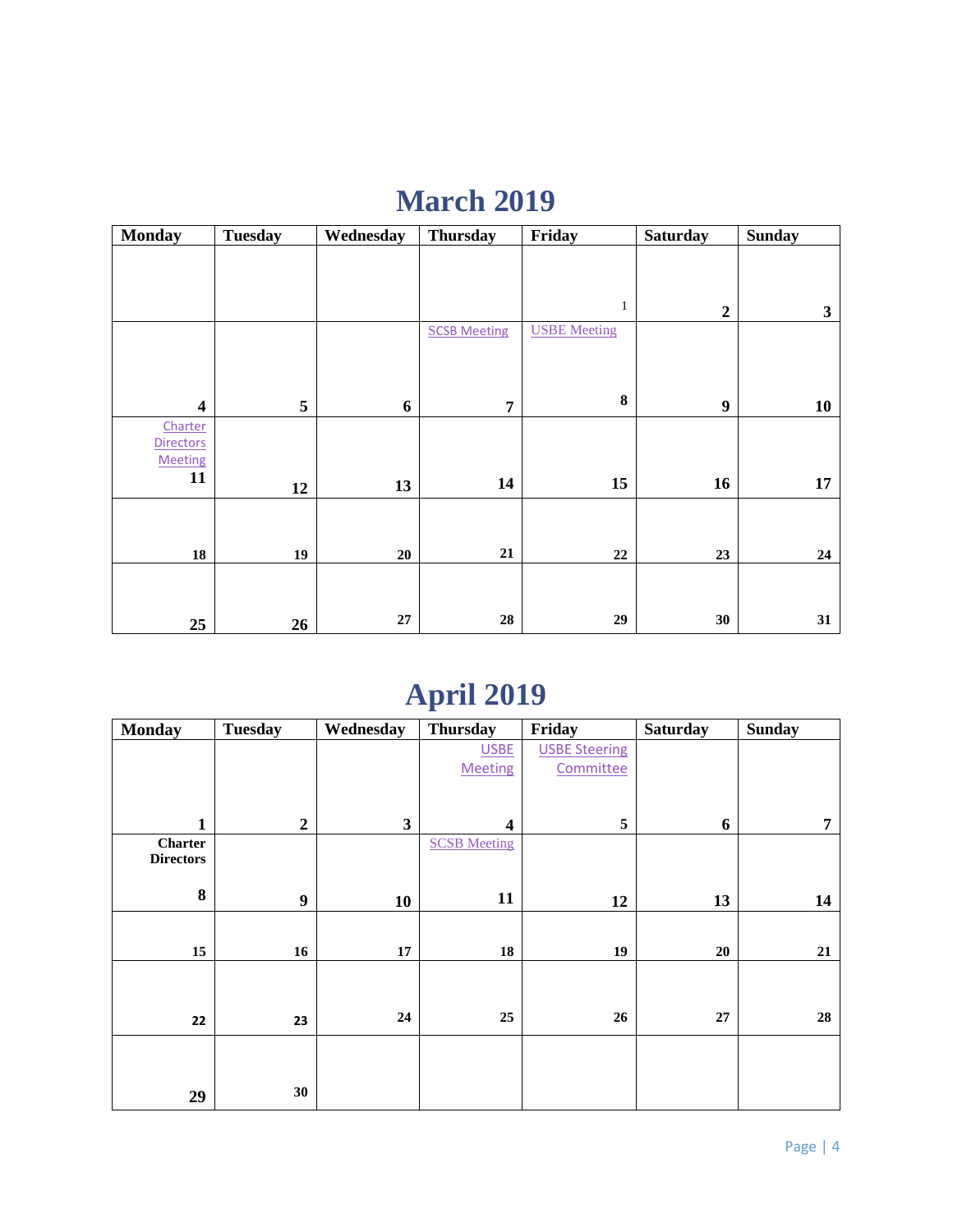# March 2019

| Monday | Tuesday | Wednesday | Thursday | Friday | Saturday | Sunday |
|---|---|---|---|---|---|---|
| | | | | 1 | 2 | 3 |
| 4 | 5 | 6 | SCSB Meeting 7 | USBE Meeting 8 | 9 | 10 |
| Charter Directors Meeting 11 | 12 | 13 | 14 | 15 | 16 | 17 |
| 18 | 19 | 20 | 21 | 22 | 23 | 24 |
| 25 | 26 | 27 | 28 | 29 | 30 | 31 |

# April 2019

| Monday | Tuesday | Wednesday | Thursday | Friday | Saturday | Sunday |
|---|---|---|---|---|---|---|
| 1 | 2 | 3 | USBE Meeting 4 | USBE Steering Committee 5 | 6 | 7 |
| **Charter Directors** 8 | 9 | 10 | SCSB Meeting 11 | 12 | 13 | 14 |
| 15 | 16 | 17 | 18 | 19 | 20 | 21 |
| 22 | 23 | 24 | 25 | 26 | 27 | 28 |
| 29 | 30 | | | | | |